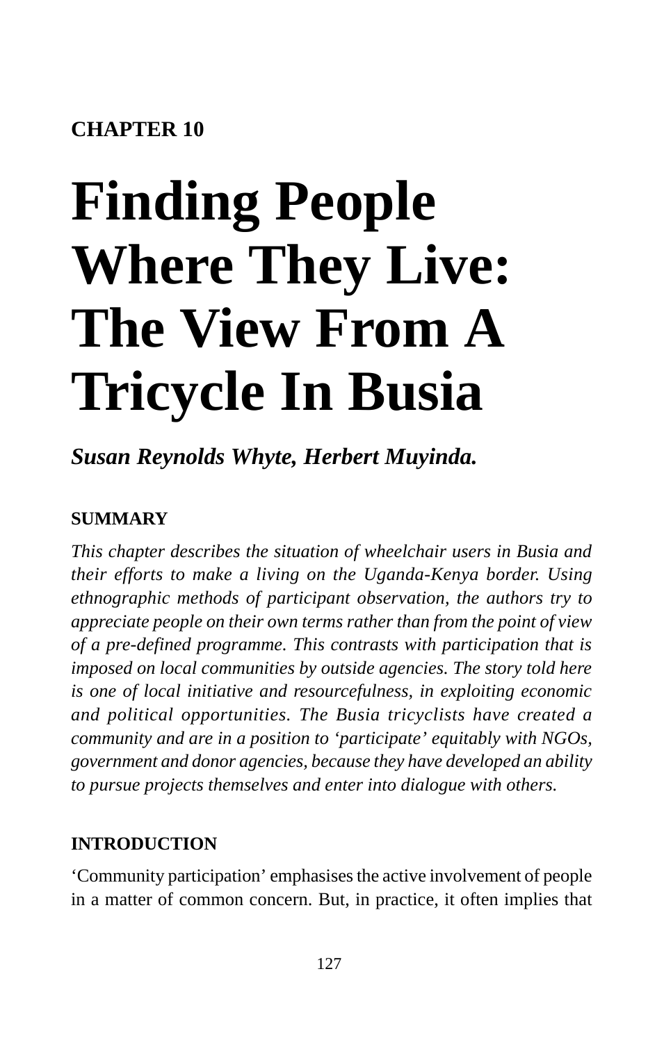**CHAPTER 10**

# Finding People Where They Live: The View From A Tricycle In Busia

***Susan Reynolds Whyte, Herbert Muyinda.***

## SUMMARY

*This chapter describes the situation of wheelchair users in Busia and their efforts to make a living on the Uganda-Kenya border. Using ethnographic methods of participant observation, the authors try to appreciate people on their own terms rather than from the point of view of a pre-defined programme. This contrasts with participation that is imposed on local communities by outside agencies. The story told here is one of local initiative and resourcefulness, in exploiting economic and political opportunities. The Busia tricyclists have created a community and are in a position to 'participate' equitably with NGOs, government and donor agencies, because they have developed an ability to pursue projects themselves and enter into dialogue with others.*

## INTRODUCTION

'Community participation' emphasises the active involvement of people in a matter of common concern. But, in practice, it often implies that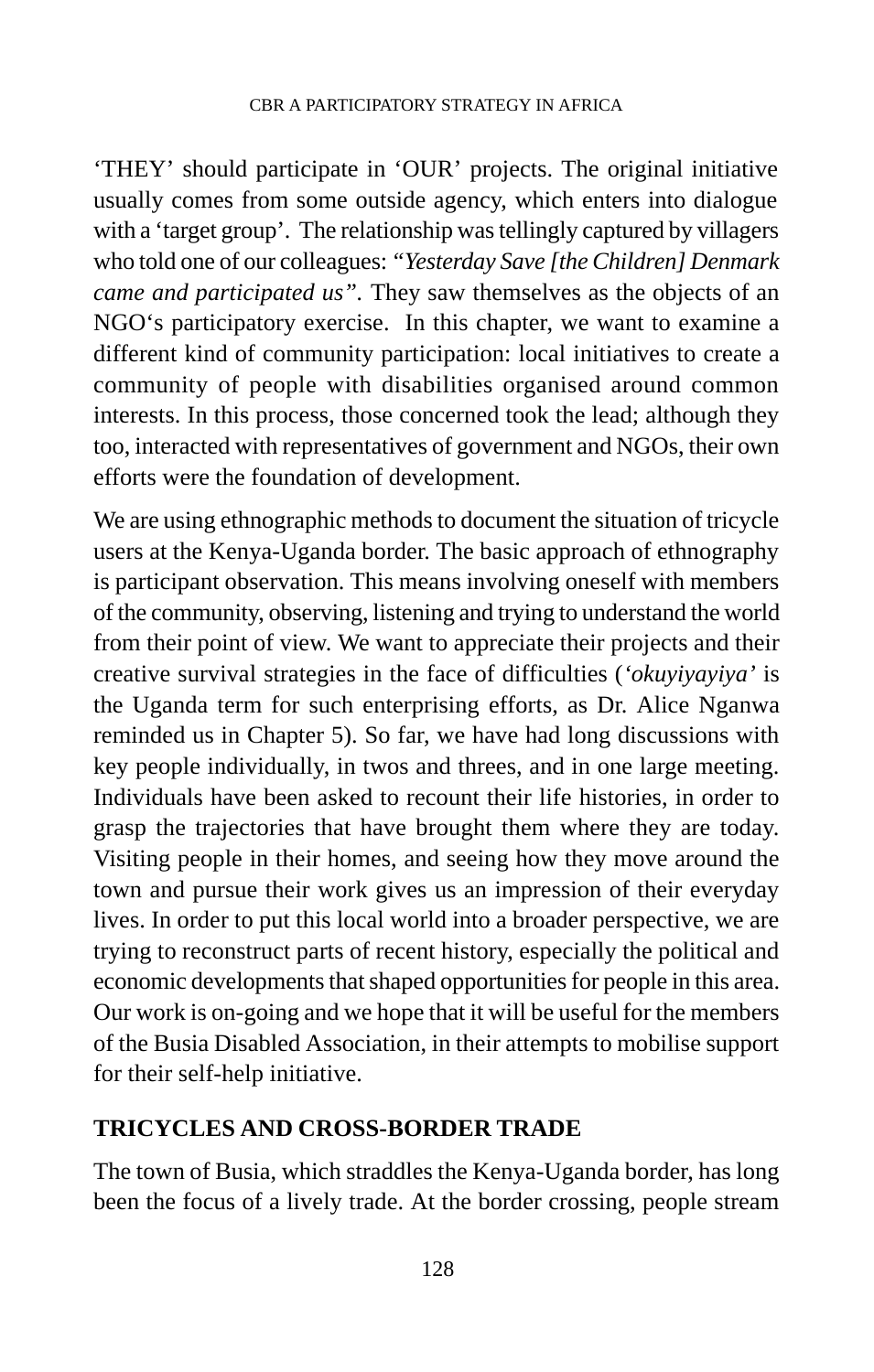‘THEY’ should participate in ‘OUR’ projects. The original initiative usually comes from some outside agency, which enters into dialogue with a ‘target group’. The relationship was tellingly captured by villagers who told one of our colleagues: *“Yesterday Save [the Children] Denmark came and participated us”*. They saw themselves as the objects of an NGO‘s participatory exercise. In this chapter, we want to examine a different kind of community participation: local initiatives to create a community of people with disabilities organised around common interests. In this process, those concerned took the lead; although they too, interacted with representatives of government and NGOs, their own efforts were the foundation of development.

We are using ethnographic methods to document the situation of tricycle users at the Kenya-Uganda border. The basic approach of ethnography is participant observation. This means involving oneself with members of the community, observing, listening and trying to understand the world from their point of view. We want to appreciate their projects and their creative survival strategies in the face of difficulties (*‘okuyiyayiya’* is the Uganda term for such enterprising efforts, as Dr. Alice Nganwa reminded us in Chapter 5). So far, we have had long discussions with key people individually, in twos and threes, and in one large meeting. Individuals have been asked to recount their life histories, in order to grasp the trajectories that have brought them where they are today. Visiting people in their homes, and seeing how they move around the town and pursue their work gives us an impression of their everyday lives. In order to put this local world into a broader perspective, we are trying to reconstruct parts of recent history, especially the political and economic developments that shaped opportunities for people in this area. Our work is on-going and we hope that it will be useful for the members of the Busia Disabled Association, in their attempts to mobilise support for their self-help initiative.

## TRICYCLES AND CROSS-BORDER TRADE

The town of Busia, which straddles the Kenya-Uganda border, has long been the focus of a lively trade. At the border crossing, people stream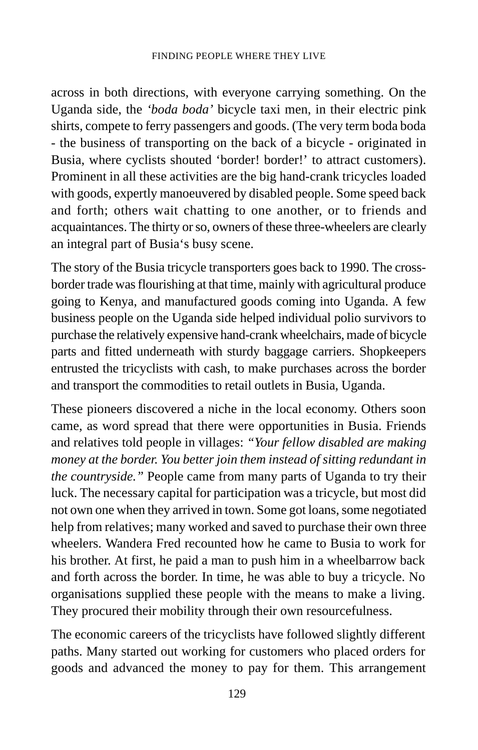across in both directions, with everyone carrying something. On the Uganda side, the *'boda boda'* bicycle taxi men, in their electric pink shirts, compete to ferry passengers and goods. (The very term boda boda - the business of transporting on the back of a bicycle - originated in Busia, where cyclists shouted 'border! border!' to attract customers). Prominent in all these activities are the big hand-crank tricycles loaded with goods, expertly manoeuvered by disabled people. Some speed back and forth; others wait chatting to one another, or to friends and acquaintances. The thirty or so, owners of these three-wheelers are clearly an integral part of Busia's busy scene.

The story of the Busia tricycle transporters goes back to 1990. The cross-border trade was flourishing at that time, mainly with agricultural produce going to Kenya, and manufactured goods coming into Uganda. A few business people on the Uganda side helped individual polio survivors to purchase the relatively expensive hand-crank wheelchairs, made of bicycle parts and fitted underneath with sturdy baggage carriers. Shopkeepers entrusted the tricyclists with cash, to make purchases across the border and transport the commodities to retail outlets in Busia, Uganda.

These pioneers discovered a niche in the local economy. Others soon came, as word spread that there were opportunities in Busia. Friends and relatives told people in villages: *"Your fellow disabled are making money at the border. You better join them instead of sitting redundant in the countryside."* People came from many parts of Uganda to try their luck. The necessary capital for participation was a tricycle, but most did not own one when they arrived in town. Some got loans, some negotiated help from relatives; many worked and saved to purchase their own three wheelers. Wandera Fred recounted how he came to Busia to work for his brother. At first, he paid a man to push him in a wheelbarrow back and forth across the border. In time, he was able to buy a tricycle. No organisations supplied these people with the means to make a living. They procured their mobility through their own resourcefulness.

The economic careers of the tricyclists have followed slightly different paths. Many started out working for customers who placed orders for goods and advanced the money to pay for them. This arrangement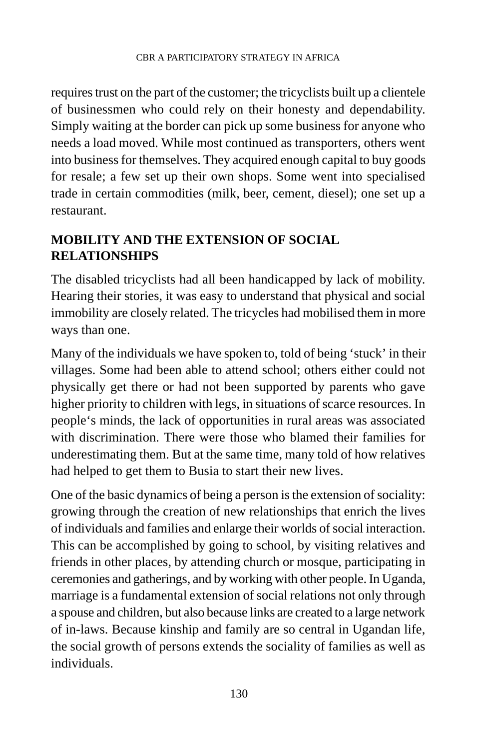requires trust on the part of the customer; the tricyclists built up a clientele of businessmen who could rely on their honesty and dependability. Simply waiting at the border can pick up some business for anyone who needs a load moved. While most continued as transporters, others went into business for themselves. They acquired enough capital to buy goods for resale; a few set up their own shops. Some went into specialised trade in certain commodities (milk, beer, cement, diesel); one set up a restaurant.

## MOBILITY AND THE EXTENSION OF SOCIAL RELATIONSHIPS

The disabled tricyclists had all been handicapped by lack of mobility. Hearing their stories, it was easy to understand that physical and social immobility are closely related. The tricycles had mobilised them in more ways than one.

Many of the individuals we have spoken to, told of being 'stuck' in their villages. Some had been able to attend school; others either could not physically get there or had not been supported by parents who gave higher priority to children with legs, in situations of scarce resources. In people's minds, the lack of opportunities in rural areas was associated with discrimination. There were those who blamed their families for underestimating them. But at the same time, many told of how relatives had helped to get them to Busia to start their new lives.

One of the basic dynamics of being a person is the extension of sociality: growing through the creation of new relationships that enrich the lives of individuals and families and enlarge their worlds of social interaction. This can be accomplished by going to school, by visiting relatives and friends in other places, by attending church or mosque, participating in ceremonies and gatherings, and by working with other people. In Uganda, marriage is a fundamental extension of social relations not only through a spouse and children, but also because links are created to a large network of in-laws. Because kinship and family are so central in Ugandan life, the social growth of persons extends the sociality of families as well as individuals.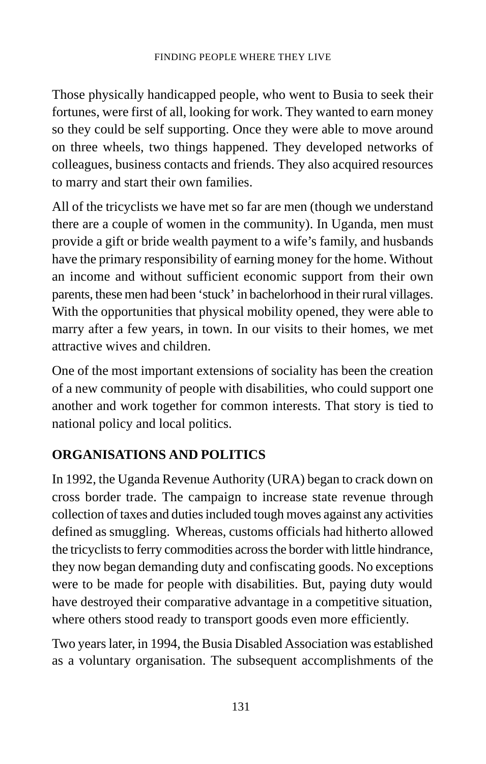Those physically handicapped people, who went to Busia to seek their fortunes, were first of all, looking for work. They wanted to earn money so they could be self supporting. Once they were able to move around on three wheels, two things happened. They developed networks of colleagues, business contacts and friends. They also acquired resources to marry and start their own families.

All of the tricyclists we have met so far are men (though we understand there are a couple of women in the community). In Uganda, men must provide a gift or bride wealth payment to a wife's family, and husbands have the primary responsibility of earning money for the home. Without an income and without sufficient economic support from their own parents, these men had been 'stuck' in bachelorhood in their rural villages. With the opportunities that physical mobility opened, they were able to marry after a few years, in town. In our visits to their homes, we met attractive wives and children.

One of the most important extensions of sociality has been the creation of a new community of people with disabilities, who could support one another and work together for common interests. That story is tied to national policy and local politics.

## ORGANISATIONS AND POLITICS

In 1992, the Uganda Revenue Authority (URA) began to crack down on cross border trade. The campaign to increase state revenue through collection of taxes and duties included tough moves against any activities defined as smuggling. Whereas, customs officials had hitherto allowed the tricyclists to ferry commodities across the border with little hindrance, they now began demanding duty and confiscating goods. No exceptions were to be made for people with disabilities. But, paying duty would have destroyed their comparative advantage in a competitive situation, where others stood ready to transport goods even more efficiently.

Two years later, in 1994, the Busia Disabled Association was established as a voluntary organisation. The subsequent accomplishments of the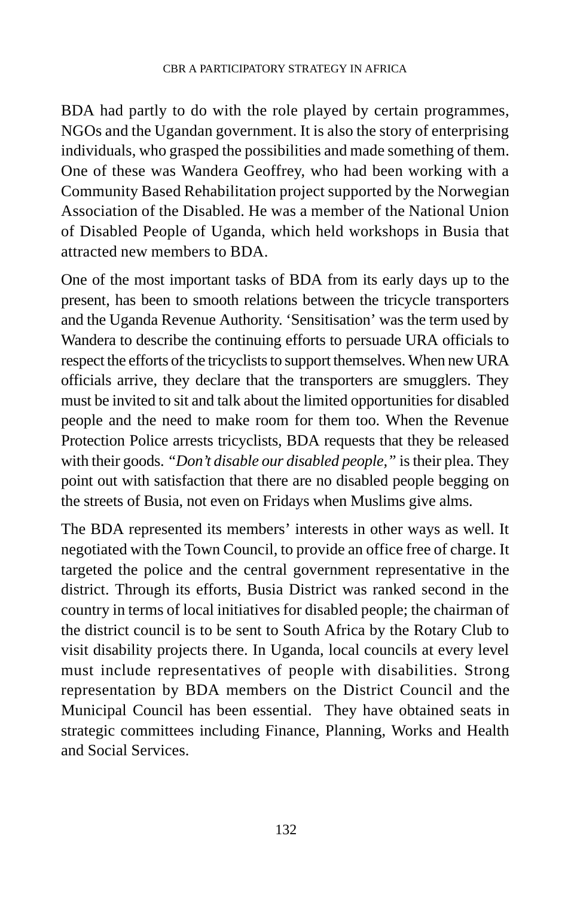BDA had partly to do with the role played by certain programmes, NGOs and the Ugandan government. It is also the story of enterprising individuals, who grasped the possibilities and made something of them. One of these was Wandera Geoffrey, who had been working with a Community Based Rehabilitation project supported by the Norwegian Association of the Disabled. He was a member of the National Union of Disabled People of Uganda, which held workshops in Busia that attracted new members to BDA.

One of the most important tasks of BDA from its early days up to the present, has been to smooth relations between the tricycle transporters and the Uganda Revenue Authority. 'Sensitisation' was the term used by Wandera to describe the continuing efforts to persuade URA officials to respect the efforts of the tricyclists to support themselves. When new URA officials arrive, they declare that the transporters are smugglers. They must be invited to sit and talk about the limited opportunities for disabled people and the need to make room for them too. When the Revenue Protection Police arrests tricyclists, BDA requests that they be released with their goods. *"Don't disable our disabled people,"* is their plea. They point out with satisfaction that there are no disabled people begging on the streets of Busia, not even on Fridays when Muslims give alms.

The BDA represented its members' interests in other ways as well. It negotiated with the Town Council, to provide an office free of charge. It targeted the police and the central government representative in the district. Through its efforts, Busia District was ranked second in the country in terms of local initiatives for disabled people; the chairman of the district council is to be sent to South Africa by the Rotary Club to visit disability projects there. In Uganda, local councils at every level must include representatives of people with disabilities. Strong representation by BDA members on the District Council and the Municipal Council has been essential. They have obtained seats in strategic committees including Finance, Planning, Works and Health and Social Services.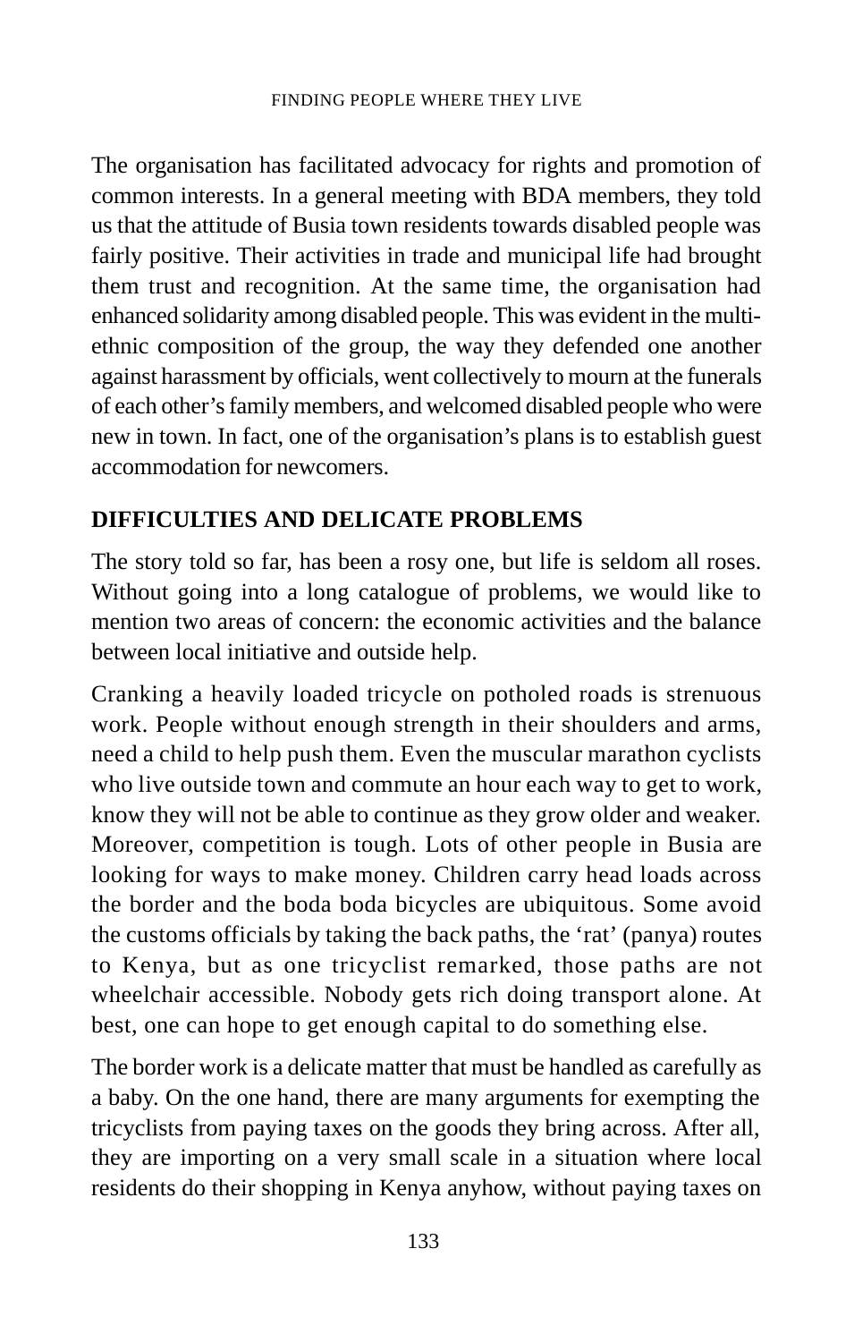The organisation has facilitated advocacy for rights and promotion of common interests. In a general meeting with BDA members, they told us that the attitude of Busia town residents towards disabled people was fairly positive. Their activities in trade and municipal life had brought them trust and recognition. At the same time, the organisation had enhanced solidarity among disabled people. This was evident in the multi-ethnic composition of the group, the way they defended one another against harassment by officials, went collectively to mourn at the funerals of each other's family members, and welcomed disabled people who were new in town. In fact, one of the organisation's plans is to establish guest accommodation for newcomers.

## DIFFICULTIES AND DELICATE PROBLEMS

The story told so far, has been a rosy one, but life is seldom all roses. Without going into a long catalogue of problems, we would like to mention two areas of concern: the economic activities and the balance between local initiative and outside help.

Cranking a heavily loaded tricycle on potholed roads is strenuous work. People without enough strength in their shoulders and arms, need a child to help push them. Even the muscular marathon cyclists who live outside town and commute an hour each way to get to work, know they will not be able to continue as they grow older and weaker. Moreover, competition is tough. Lots of other people in Busia are looking for ways to make money. Children carry head loads across the border and the boda boda bicycles are ubiquitous. Some avoid the customs officials by taking the back paths, the 'rat' (panya) routes to Kenya, but as one tricyclist remarked, those paths are not wheelchair accessible. Nobody gets rich doing transport alone. At best, one can hope to get enough capital to do something else.

The border work is a delicate matter that must be handled as carefully as a baby. On the one hand, there are many arguments for exempting the tricyclists from paying taxes on the goods they bring across. After all, they are importing on a very small scale in a situation where local residents do their shopping in Kenya anyhow, without paying taxes on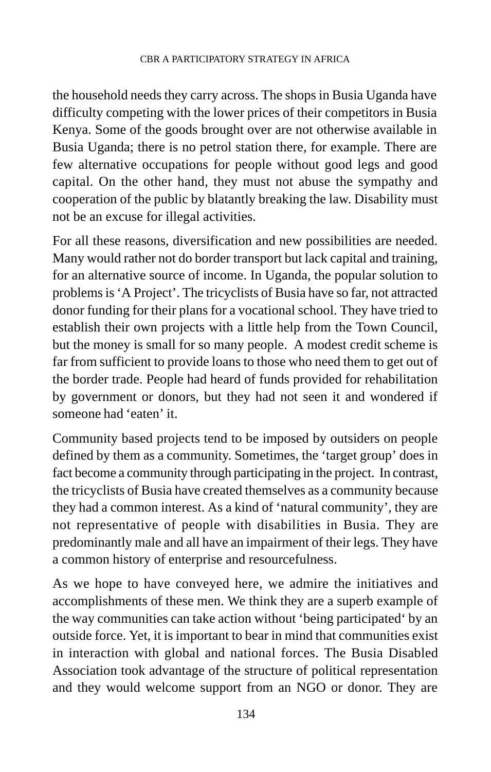the household needs they carry across. The shops in Busia Uganda have difficulty competing with the lower prices of their competitors in Busia Kenya. Some of the goods brought over are not otherwise available in Busia Uganda; there is no petrol station there, for example. There are few alternative occupations for people without good legs and good capital. On the other hand, they must not abuse the sympathy and cooperation of the public by blatantly breaking the law. Disability must not be an excuse for illegal activities.

For all these reasons, diversification and new possibilities are needed. Many would rather not do border transport but lack capital and training, for an alternative source of income. In Uganda, the popular solution to problems is 'A Project'. The tricyclists of Busia have so far, not attracted donor funding for their plans for a vocational school. They have tried to establish their own projects with a little help from the Town Council, but the money is small for so many people. A modest credit scheme is far from sufficient to provide loans to those who need them to get out of the border trade. People had heard of funds provided for rehabilitation by government or donors, but they had not seen it and wondered if someone had 'eaten' it.

Community based projects tend to be imposed by outsiders on people defined by them as a community. Sometimes, the 'target group' does in fact become a community through participating in the project. In contrast, the tricyclists of Busia have created themselves as a community because they had a common interest. As a kind of 'natural community', they are not representative of people with disabilities in Busia. They are predominantly male and all have an impairment of their legs. They have a common history of enterprise and resourcefulness.

As we hope to have conveyed here, we admire the initiatives and accomplishments of these men. We think they are a superb example of the way communities can take action without 'being participated' by an outside force. Yet, it is important to bear in mind that communities exist in interaction with global and national forces. The Busia Disabled Association took advantage of the structure of political representation and they would welcome support from an NGO or donor. They are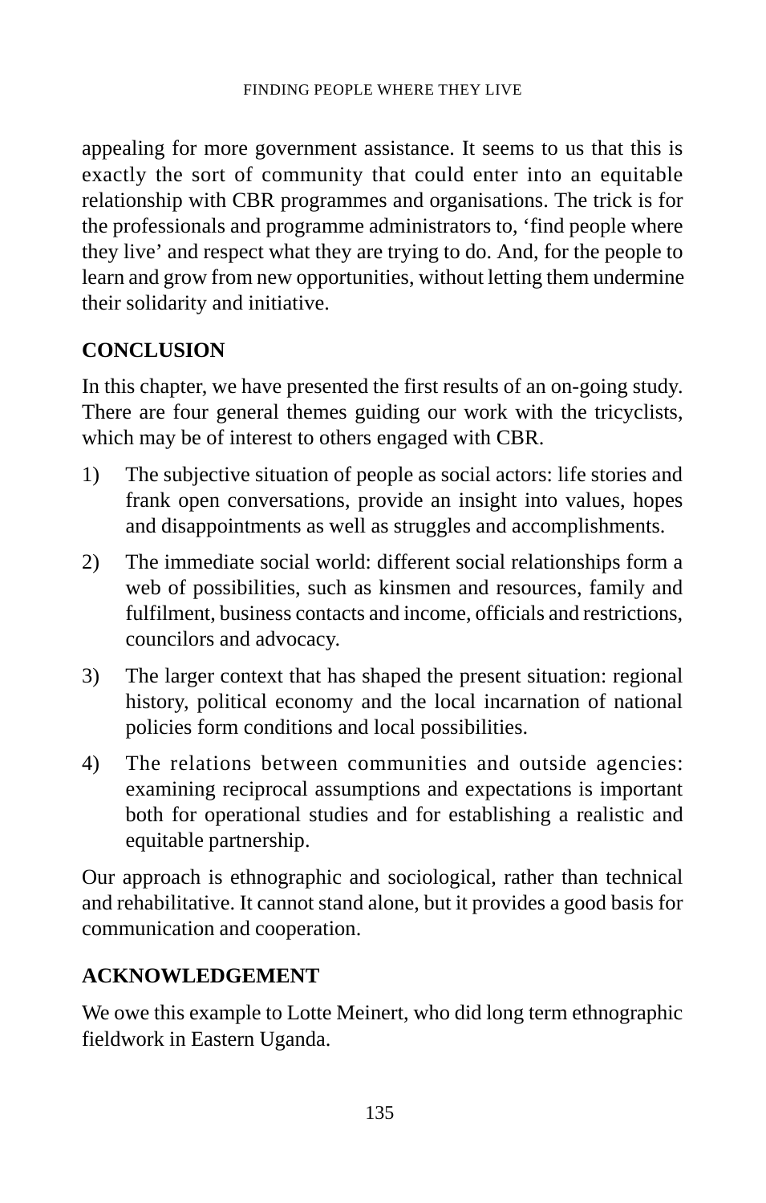appealing for more government assistance. It seems to us that this is exactly the sort of community that could enter into an equitable relationship with CBR programmes and organisations. The trick is for the professionals and programme administrators to, 'find people where they live' and respect what they are trying to do. And, for the people to learn and grow from new opportunities, without letting them undermine their solidarity and initiative.

## CONCLUSION

In this chapter, we have presented the first results of an on-going study. There are four general themes guiding our work with the tricyclists, which may be of interest to others engaged with CBR.

1) The subjective situation of people as social actors: life stories and frank open conversations, provide an insight into values, hopes and disappointments as well as struggles and accomplishments.

2) The immediate social world: different social relationships form a web of possibilities, such as kinsmen and resources, family and fulfilment, business contacts and income, officials and restrictions, councilors and advocacy.

3) The larger context that has shaped the present situation: regional history, political economy and the local incarnation of national policies form conditions and local possibilities.

4) The relations between communities and outside agencies: examining reciprocal assumptions and expectations is important both for operational studies and for establishing a realistic and equitable partnership.

Our approach is ethnographic and sociological, rather than technical and rehabilitative. It cannot stand alone, but it provides a good basis for communication and cooperation.

## ACKNOWLEDGEMENT

We owe this example to Lotte Meinert, who did long term ethnographic fieldwork in Eastern Uganda.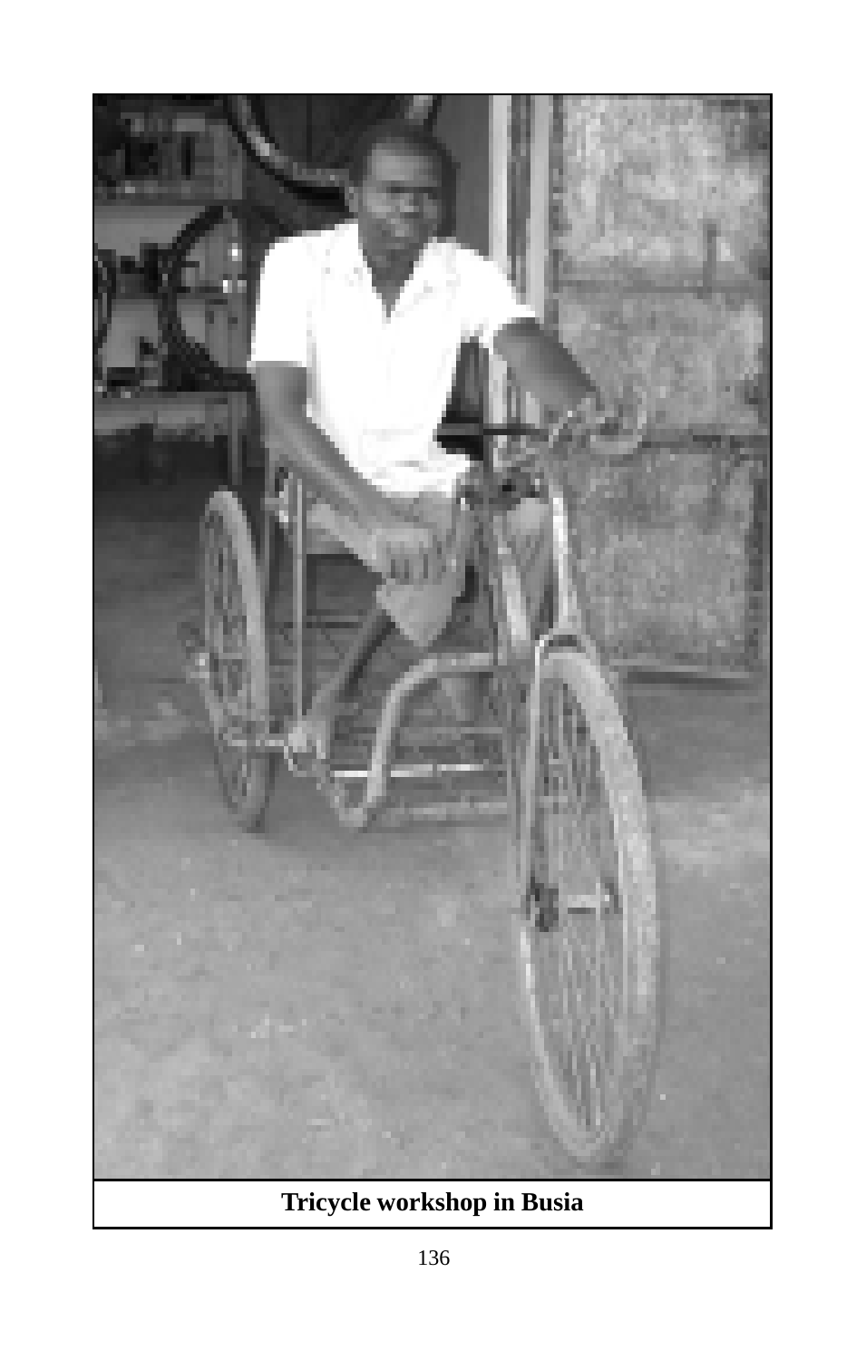**Tricycle workshop in Busia**